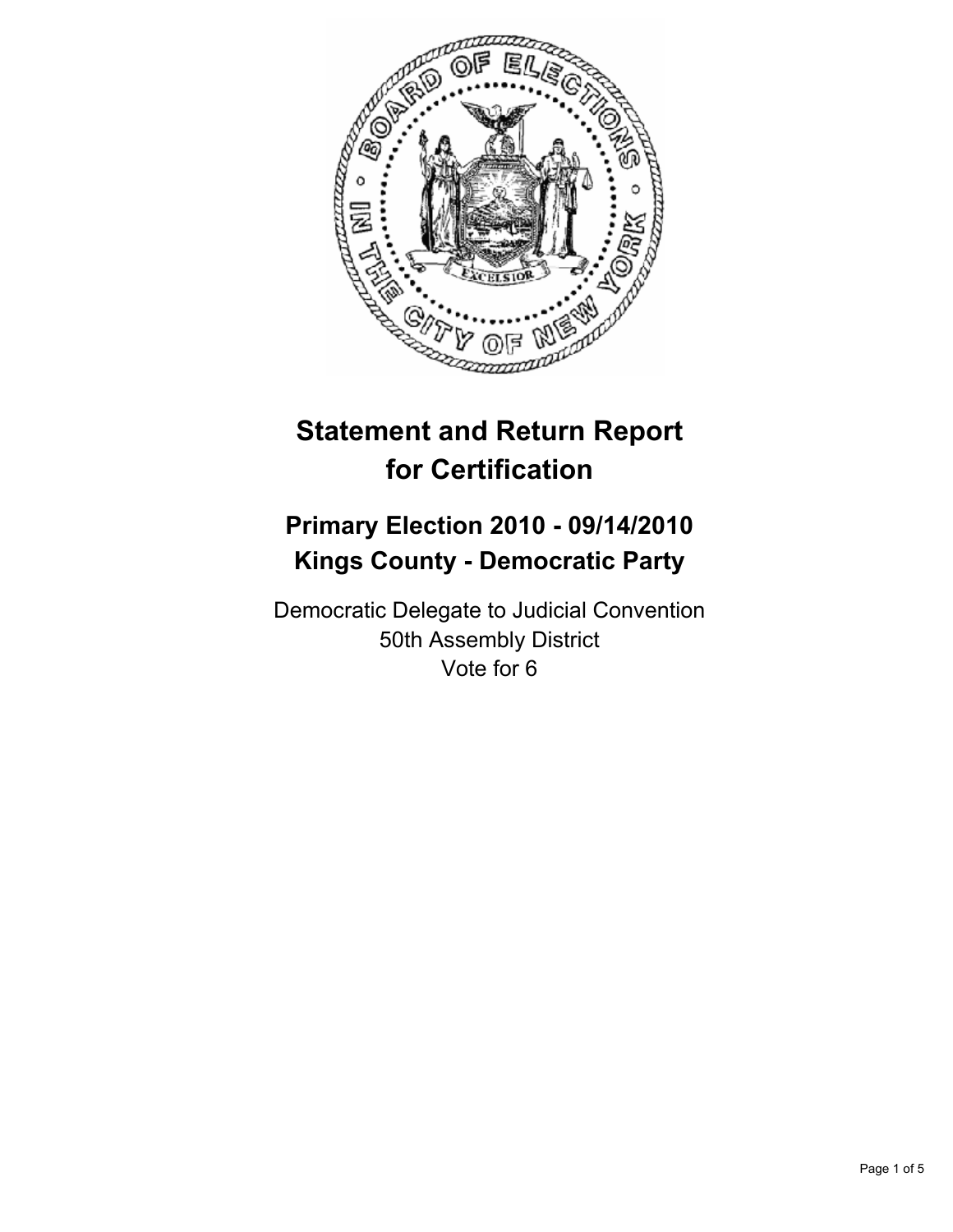# Statement and Return Report for Certification

## Primary Election 2010 - 09/14/2010
## Kings County - Democratic Party

Democratic Delegate to Judicial Convention
50th Assembly District
Vote for 6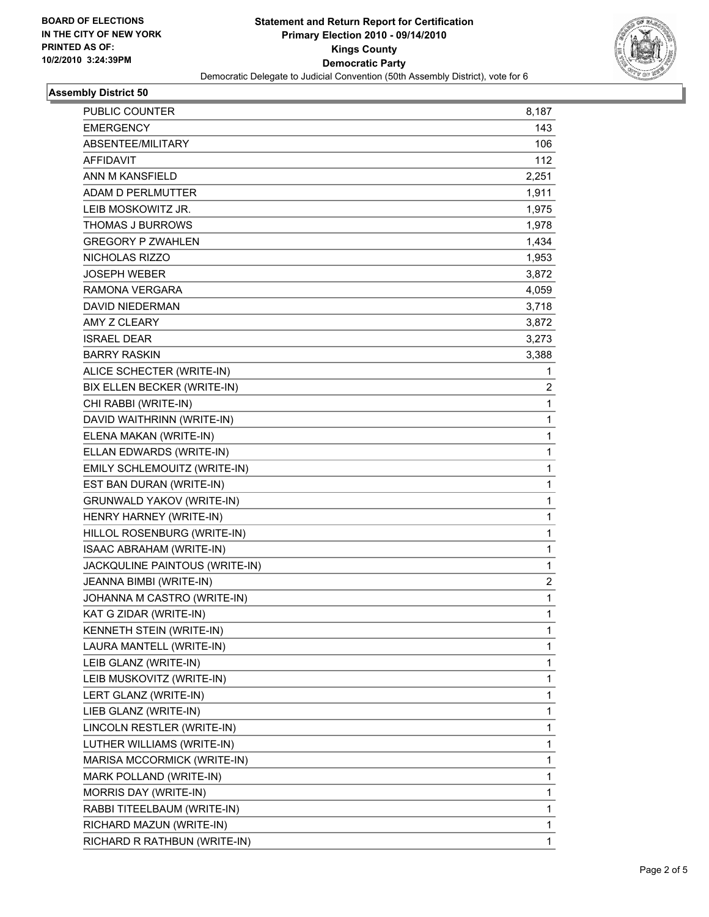BOARD OF ELECTIONS
IN THE CITY OF NEW YORK
PRINTED AS OF:
10/2/2010 3:24:39PM

# Statement and Return Report for Certification
## Primary Election 2010 - 09/14/2010
## Kings County
## Democratic Party

Democratic Delegate to Judicial Convention (50th Assembly District), vote for 6

### Assembly District 50

| | |
|---|---|
| PUBLIC COUNTER | 8,187 |
| EMERGENCY | 143 |
| ABSENTEE/MILITARY | 106 |
| AFFIDAVIT | 112 |
| ANN M KANSFIELD | 2,251 |
| ADAM D PERLMUTTER | 1,911 |
| LEIB MOSKOWITZ JR. | 1,975 |
| THOMAS J BURROWS | 1,978 |
| GREGORY P ZWAHLEN | 1,434 |
| NICHOLAS RIZZO | 1,953 |
| JOSEPH WEBER | 3,872 |
| RAMONA VERGARA | 4,059 |
| DAVID NIEDERMAN | 3,718 |
| AMY Z CLEARY | 3,872 |
| ISRAEL DEAR | 3,273 |
| BARRY RASKIN | 3,388 |
| ALICE SCHECTER (WRITE-IN) | 1 |
| BIX ELLEN BECKER (WRITE-IN) | 2 |
| CHI RABBI (WRITE-IN) | 1 |
| DAVID WAITHRINN (WRITE-IN) | 1 |
| ELENA MAKAN (WRITE-IN) | 1 |
| ELLAN EDWARDS (WRITE-IN) | 1 |
| EMILY SCHLEMOUITZ (WRITE-IN) | 1 |
| EST BAN DURAN (WRITE-IN) | 1 |
| GRUNWALD YAKOV (WRITE-IN) | 1 |
| HENRY HARNEY (WRITE-IN) | 1 |
| HILLOL ROSENBURG (WRITE-IN) | 1 |
| ISAAC ABRAHAM (WRITE-IN) | 1 |
| JACKQULINE PAINTOUS (WRITE-IN) | 1 |
| JEANNA BIMBI (WRITE-IN) | 2 |
| JOHANNA M CASTRO (WRITE-IN) | 1 |
| KAT G ZIDAR (WRITE-IN) | 1 |
| KENNETH STEIN (WRITE-IN) | 1 |
| LAURA MANTELL (WRITE-IN) | 1 |
| LEIB GLANZ (WRITE-IN) | 1 |
| LEIB MUSKOVITZ (WRITE-IN) | 1 |
| LERT GLANZ (WRITE-IN) | 1 |
| LIEB GLANZ (WRITE-IN) | 1 |
| LINCOLN RESTLER (WRITE-IN) | 1 |
| LUTHER WILLIAMS (WRITE-IN) | 1 |
| MARISA MCCORMICK (WRITE-IN) | 1 |
| MARK POLLAND (WRITE-IN) | 1 |
| MORRIS DAY (WRITE-IN) | 1 |
| RABBI TITEELBAUM (WRITE-IN) | 1 |
| RICHARD MAZUN (WRITE-IN) | 1 |
| RICHARD R RATHBUN (WRITE-IN) | 1 |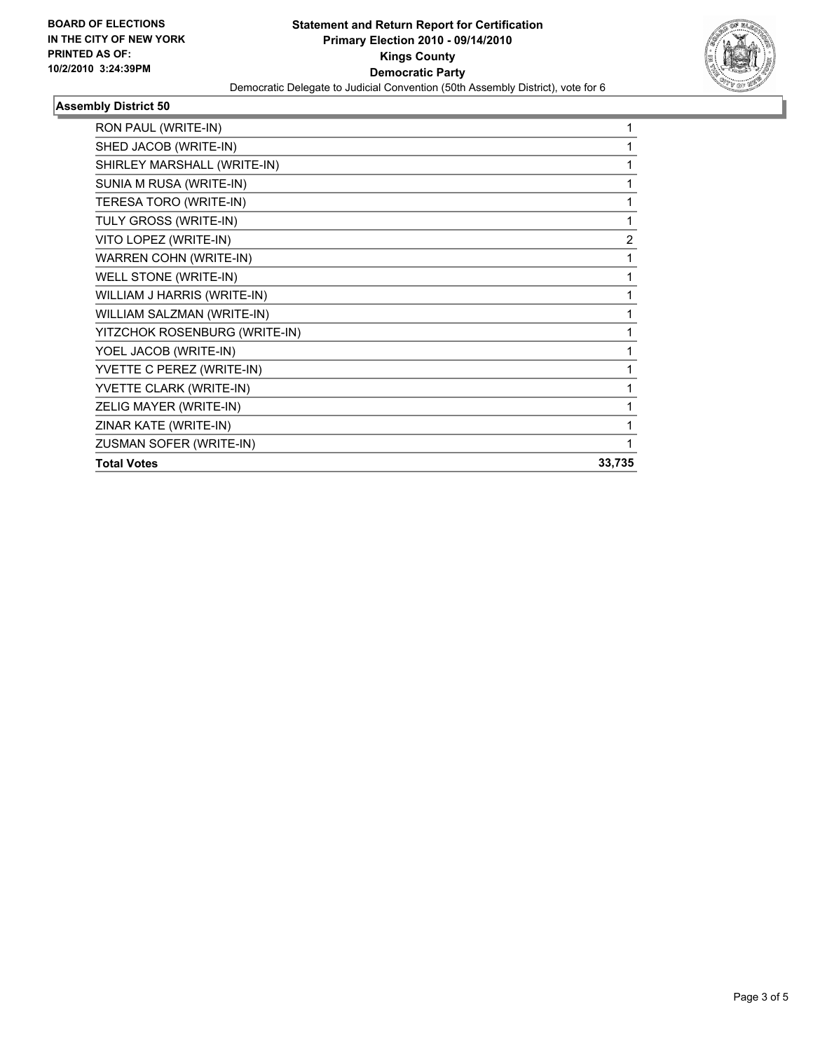**Statement and Return Report for Certification**
**Primary Election 2010 - 09/14/2010**
**Kings County**
**Democratic Party**
Democratic Delegate to Judicial Convention (50th Assembly District), vote for 6

**BOARD OF ELECTIONS IN THE CITY OF NEW YORK PRINTED AS OF: 10/2/2010 3:24:39PM**

### Assembly District 50

| | |
|---|---|
| RON PAUL (WRITE-IN) | 1 |
| SHED JACOB (WRITE-IN) | 1 |
| SHIRLEY MARSHALL (WRITE-IN) | 1 |
| SUNIA M RUSA (WRITE-IN) | 1 |
| TERESA TORO (WRITE-IN) | 1 |
| TULY GROSS (WRITE-IN) | 1 |
| VITO LOPEZ (WRITE-IN) | 2 |
| WARREN COHN (WRITE-IN) | 1 |
| WELL STONE (WRITE-IN) | 1 |
| WILLIAM J HARRIS (WRITE-IN) | 1 |
| WILLIAM SALZMAN (WRITE-IN) | 1 |
| YITZCHOK ROSENBURG (WRITE-IN) | 1 |
| YOEL JACOB (WRITE-IN) | 1 |
| YVETTE C PEREZ (WRITE-IN) | 1 |
| YVETTE CLARK (WRITE-IN) | 1 |
| ZELIG MAYER (WRITE-IN) | 1 |
| ZINAR KATE (WRITE-IN) | 1 |
| ZUSMAN SOFER (WRITE-IN) | 1 |
| **Total Votes** | **33,735** |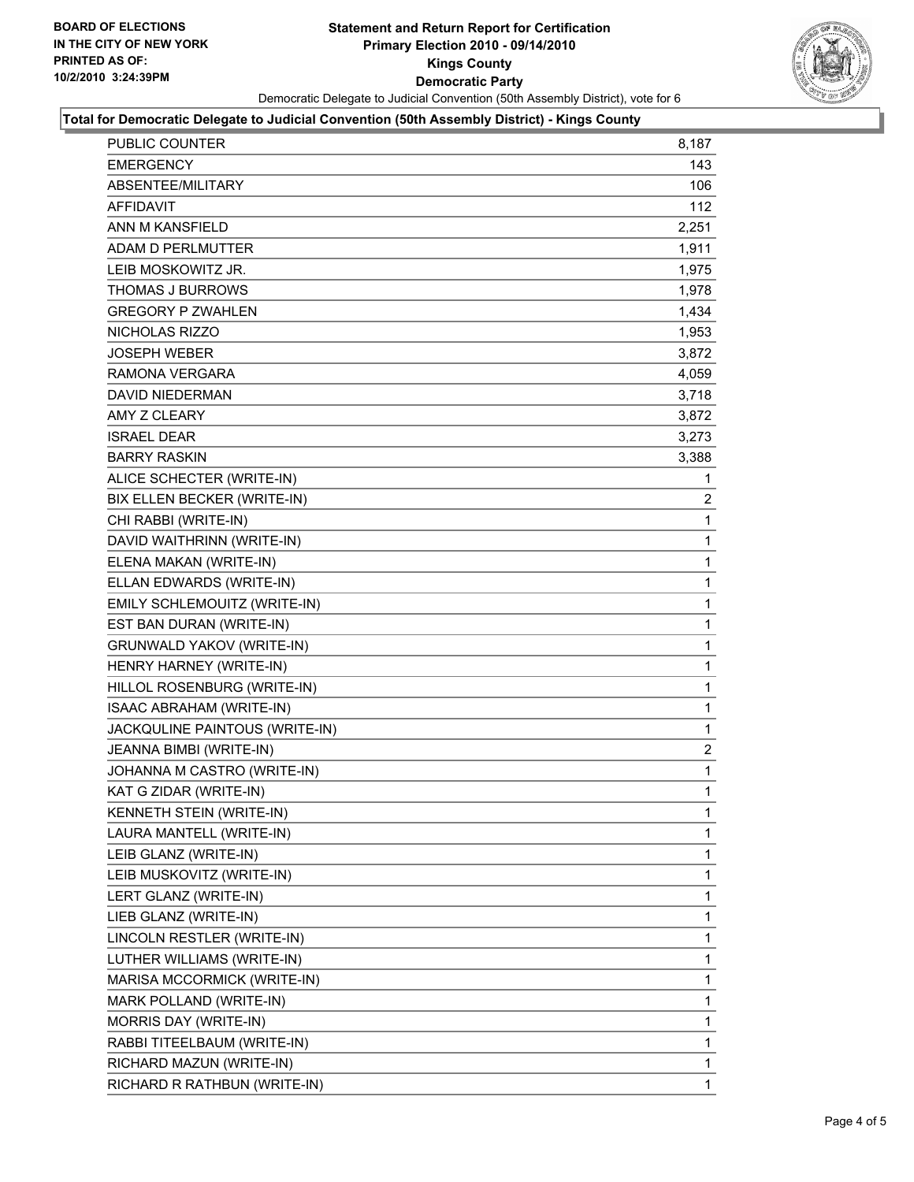BOARD OF ELECTIONS
IN THE CITY OF NEW YORK
PRINTED AS OF:
10/2/2010 3:24:39PM

# Statement and Return Report for Certification
## Primary Election 2010 - 09/14/2010
## Kings County
## Democratic Party

Democratic Delegate to Judicial Convention (50th Assembly District), vote for 6

**Total for Democratic Delegate to Judicial Convention (50th Assembly District) - Kings County**

| | |
|---|---|
| PUBLIC COUNTER | 8,187 |
| EMERGENCY | 143 |
| ABSENTEE/MILITARY | 106 |
| AFFIDAVIT | 112 |
| ANN M KANSFIELD | 2,251 |
| ADAM D PERLMUTTER | 1,911 |
| LEIB MOSKOWITZ JR. | 1,975 |
| THOMAS J BURROWS | 1,978 |
| GREGORY P ZWAHLEN | 1,434 |
| NICHOLAS RIZZO | 1,953 |
| JOSEPH WEBER | 3,872 |
| RAMONA VERGARA | 4,059 |
| DAVID NIEDERMAN | 3,718 |
| AMY Z CLEARY | 3,872 |
| ISRAEL DEAR | 3,273 |
| BARRY RASKIN | 3,388 |
| ALICE SCHECTER (WRITE-IN) | 1 |
| BIX ELLEN BECKER (WRITE-IN) | 2 |
| CHI RABBI (WRITE-IN) | 1 |
| DAVID WAITHRINN (WRITE-IN) | 1 |
| ELENA MAKAN (WRITE-IN) | 1 |
| ELLAN EDWARDS (WRITE-IN) | 1 |
| EMILY SCHLEMOUITZ (WRITE-IN) | 1 |
| EST BAN DURAN (WRITE-IN) | 1 |
| GRUNWALD YAKOV (WRITE-IN) | 1 |
| HENRY HARNEY (WRITE-IN) | 1 |
| HILLOL ROSENBURG (WRITE-IN) | 1 |
| ISAAC ABRAHAM (WRITE-IN) | 1 |
| JACKQULINE PAINTOUS (WRITE-IN) | 1 |
| JEANNA BIMBI (WRITE-IN) | 2 |
| JOHANNA M CASTRO (WRITE-IN) | 1 |
| KAT G ZIDAR (WRITE-IN) | 1 |
| KENNETH STEIN (WRITE-IN) | 1 |
| LAURA MANTELL (WRITE-IN) | 1 |
| LEIB GLANZ (WRITE-IN) | 1 |
| LEIB MUSKOVITZ (WRITE-IN) | 1 |
| LERT GLANZ (WRITE-IN) | 1 |
| LIEB GLANZ (WRITE-IN) | 1 |
| LINCOLN RESTLER (WRITE-IN) | 1 |
| LUTHER WILLIAMS (WRITE-IN) | 1 |
| MARISA MCCORMICK (WRITE-IN) | 1 |
| MARK POLLAND (WRITE-IN) | 1 |
| MORRIS DAY (WRITE-IN) | 1 |
| RABBI TITEELBAUM (WRITE-IN) | 1 |
| RICHARD MAZUN (WRITE-IN) | 1 |
| RICHARD R RATHBUN (WRITE-IN) | 1 |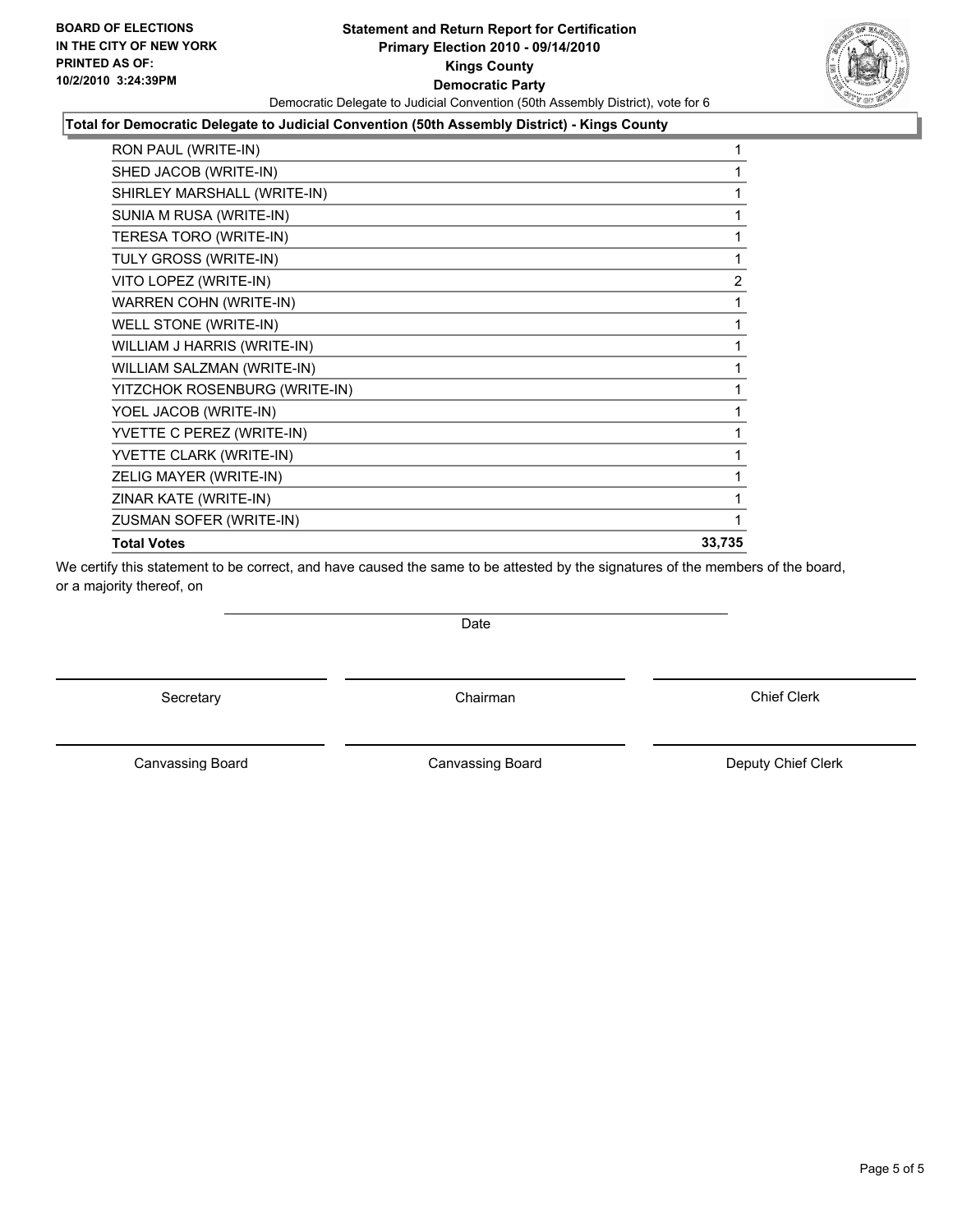**BOARD OF ELECTIONS IN THE CITY OF NEW YORK PRINTED AS OF: 10/2/2010 3:24:39PM**

# Statement and Return Report for Certification
## Primary Election 2010 - 09/14/2010
## Kings County
## Democratic Party

Democratic Delegate to Judicial Convention (50th Assembly District), vote for 6

**Total for Democratic Delegate to Judicial Convention (50th Assembly District) - Kings County**

| | |
|---|---|
| RON PAUL (WRITE-IN) | 1 |
| SHED JACOB (WRITE-IN) | 1 |
| SHIRLEY MARSHALL (WRITE-IN) | 1 |
| SUNIA M RUSA (WRITE-IN) | 1 |
| TERESA TORO (WRITE-IN) | 1 |
| TULY GROSS (WRITE-IN) | 1 |
| VITO LOPEZ (WRITE-IN) | 2 |
| WARREN COHN (WRITE-IN) | 1 |
| WELL STONE (WRITE-IN) | 1 |
| WILLIAM J HARRIS (WRITE-IN) | 1 |
| WILLIAM SALZMAN (WRITE-IN) | 1 |
| YITZCHOK ROSENBURG (WRITE-IN) | 1 |
| YOEL JACOB (WRITE-IN) | 1 |
| YVETTE C PEREZ (WRITE-IN) | 1 |
| YVETTE CLARK (WRITE-IN) | 1 |
| ZELIG MAYER (WRITE-IN) | 1 |
| ZINAR KATE (WRITE-IN) | 1 |
| ZUSMAN SOFER (WRITE-IN) | 1 |
| **Total Votes** | **33,735** |

We certify this statement to be correct, and have caused the same to be attested by the signatures of the members of the board, or a majority thereof, on

Date

Secretary | Chairman | Chief Clerk

Canvassing Board | Canvassing Board | Deputy Chief Clerk